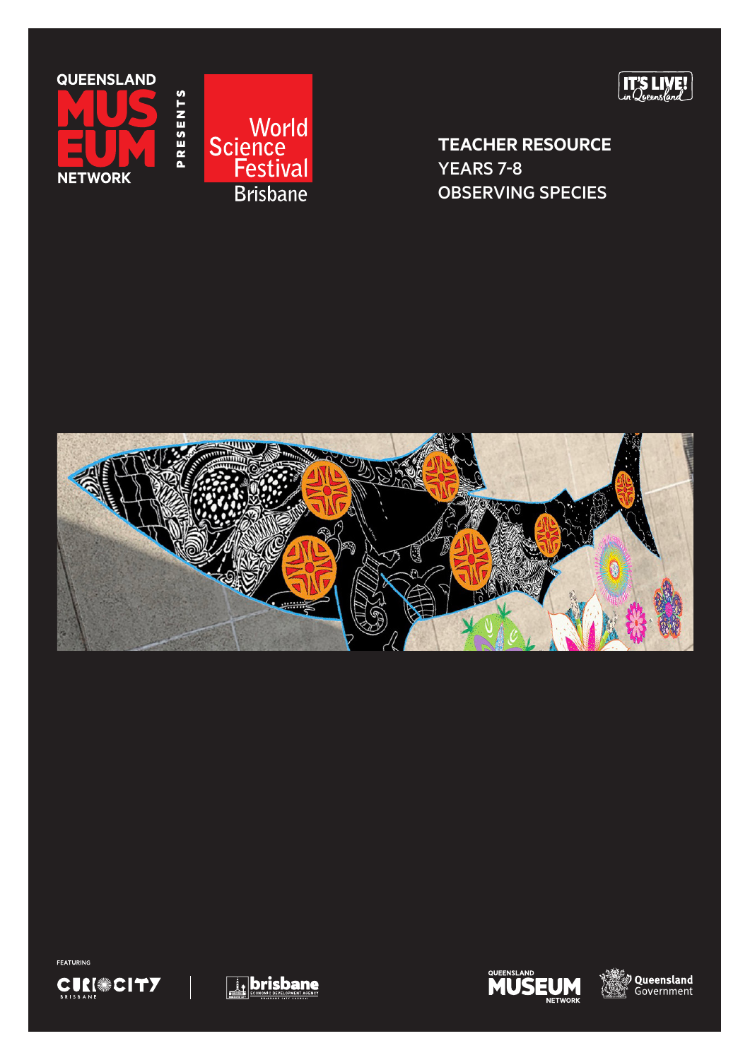QUEENSLAND MUSEUM NETWORK PRESENTS World Science Festival Brisbane

IT'S LIVE! in Queensland

# TEACHER RESOURCE
## YEARS 7-8
## OBSERVING SPECIES

FEATURING

CURIOCITY BRISBANE | brisbane ECONOMIC DEVELOPMENT AGENCY

QUEENSLAND MUSEUM NETWORK

Queensland Government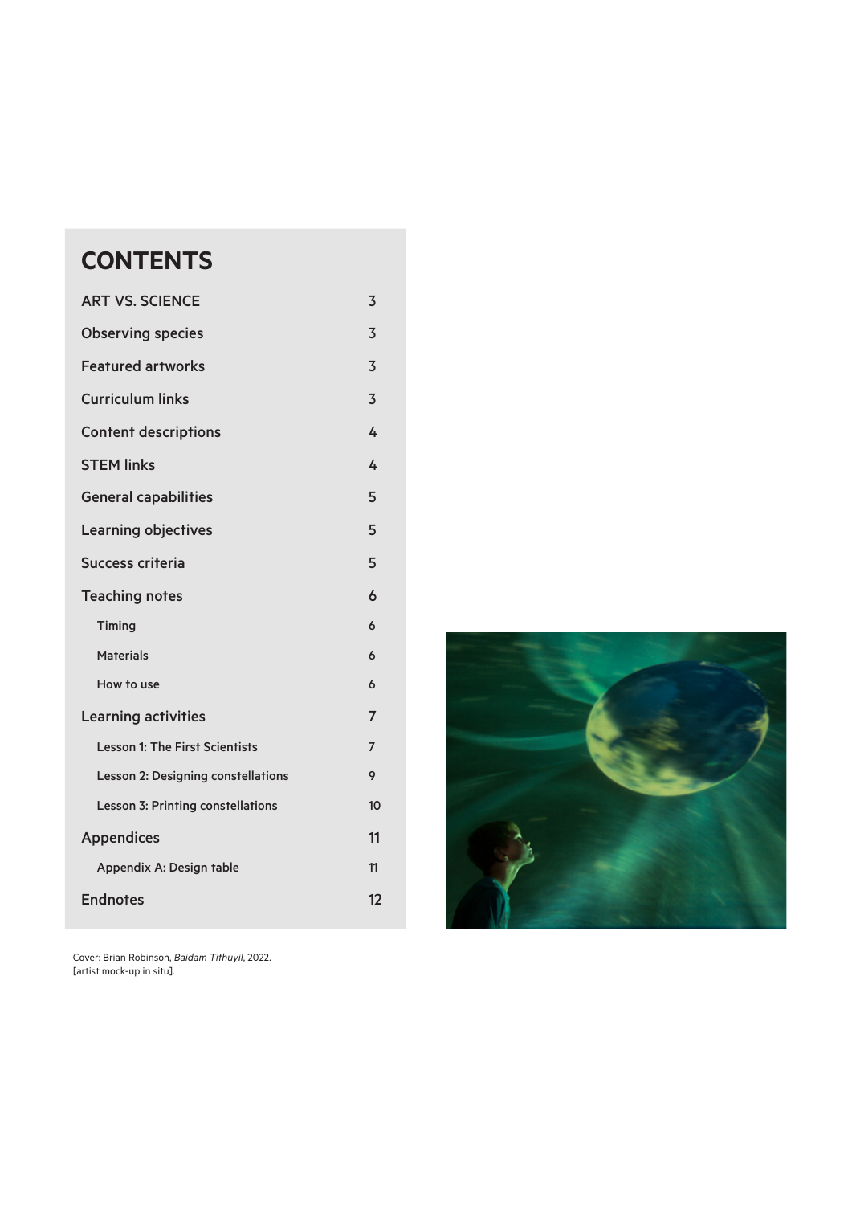# CONTENTS

| | |
|---|---|
| ART VS. SCIENCE | 3 |
| Observing species | 3 |
| Featured artworks | 3 |
| Curriculum links | 3 |
| Content descriptions | 4 |
| STEM links | 4 |
| General capabilities | 5 |
| Learning objectives | 5 |
| Success criteria | 5 |
| Teaching notes | 6 |
| Timing | 6 |
| Materials | 6 |
| How to use | 6 |
| Learning activities | 7 |
| Lesson 1: The First Scientists | 7 |
| Lesson 2: Designing constellations | 9 |
| Lesson 3: Printing constellations | 10 |
| Appendices | 11 |
| Appendix A: Design table | 11 |
| Endnotes | 12 |

Cover: Brian Robinson, *Baidam Tithuyil*, 2022.
[artist mock-up in situ].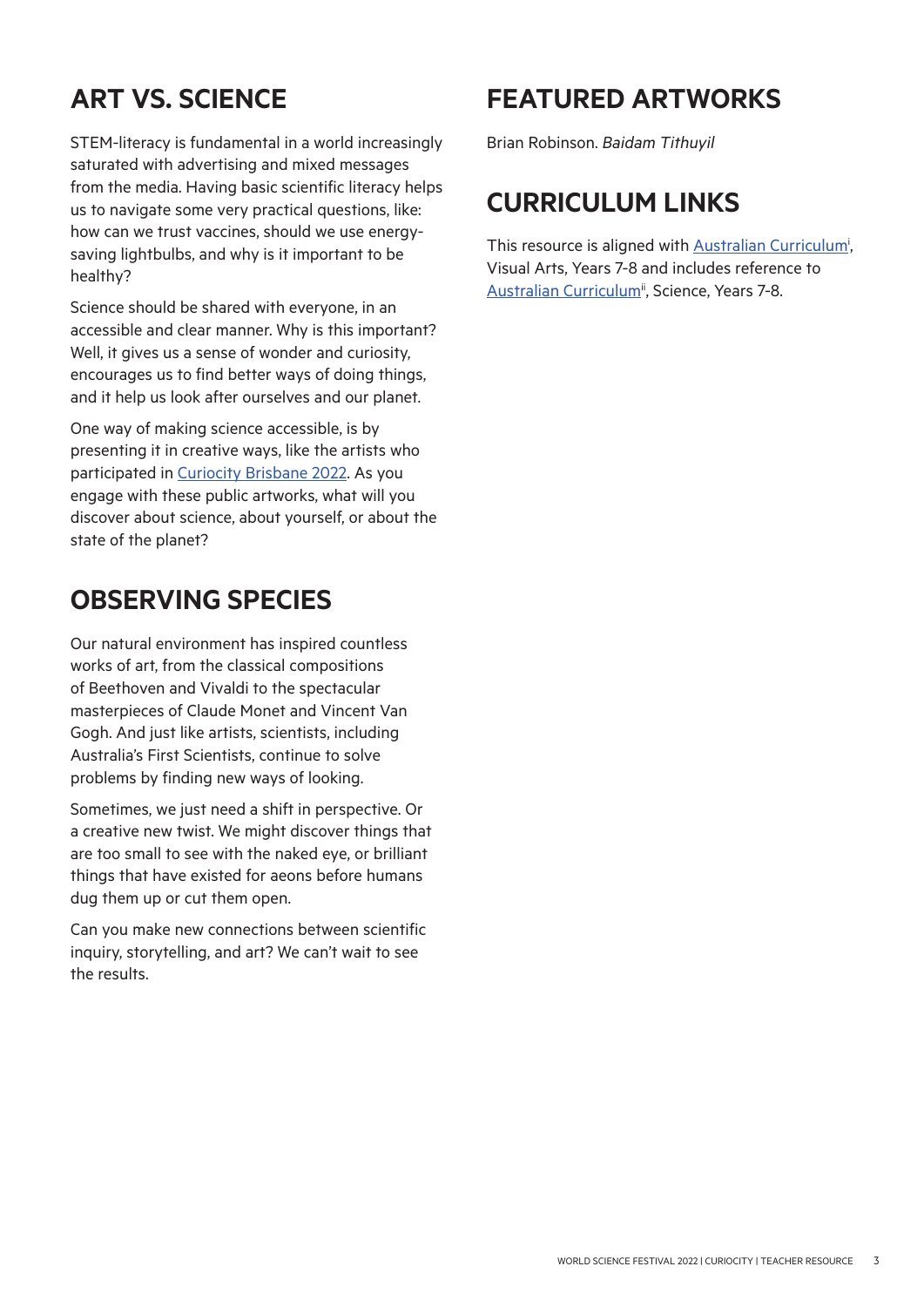## ART VS. SCIENCE

STEM-literacy is fundamental in a world increasingly saturated with advertising and mixed messages from the media. Having basic scientific literacy helps us to navigate some very practical questions, like: how can we trust vaccines, should we use energy-saving lightbulbs, and why is it important to be healthy?

Science should be shared with everyone, in an accessible and clear manner. Why is this important? Well, it gives us a sense of wonder and curiosity, encourages us to find better ways of doing things, and it help us look after ourselves and our planet.

One way of making science accessible, is by presenting it in creative ways, like the artists who participated in Curiocity Brisbane 2022. As you engage with these public artworks, what will you discover about science, about yourself, or about the state of the planet?

## OBSERVING SPECIES

Our natural environment has inspired countless works of art, from the classical compositions of Beethoven and Vivaldi to the spectacular masterpieces of Claude Monet and Vincent Van Gogh. And just like artists, scientists, including Australia's First Scientists, continue to solve problems by finding new ways of looking.

Sometimes, we just need a shift in perspective. Or a creative new twist. We might discover things that are too small to see with the naked eye, or brilliant things that have existed for aeons before humans dug them up or cut them open.

Can you make new connections between scientific inquiry, storytelling, and art? We can't wait to see the results.

## FEATURED ARTWORKS

Brian Robinson. *Baidam Tithuyil*

## CURRICULUM LINKS

This resource is aligned with Australian Curriculum[i], Visual Arts, Years 7-8 and includes reference to Australian Curriculum[ii], Science, Years 7-8.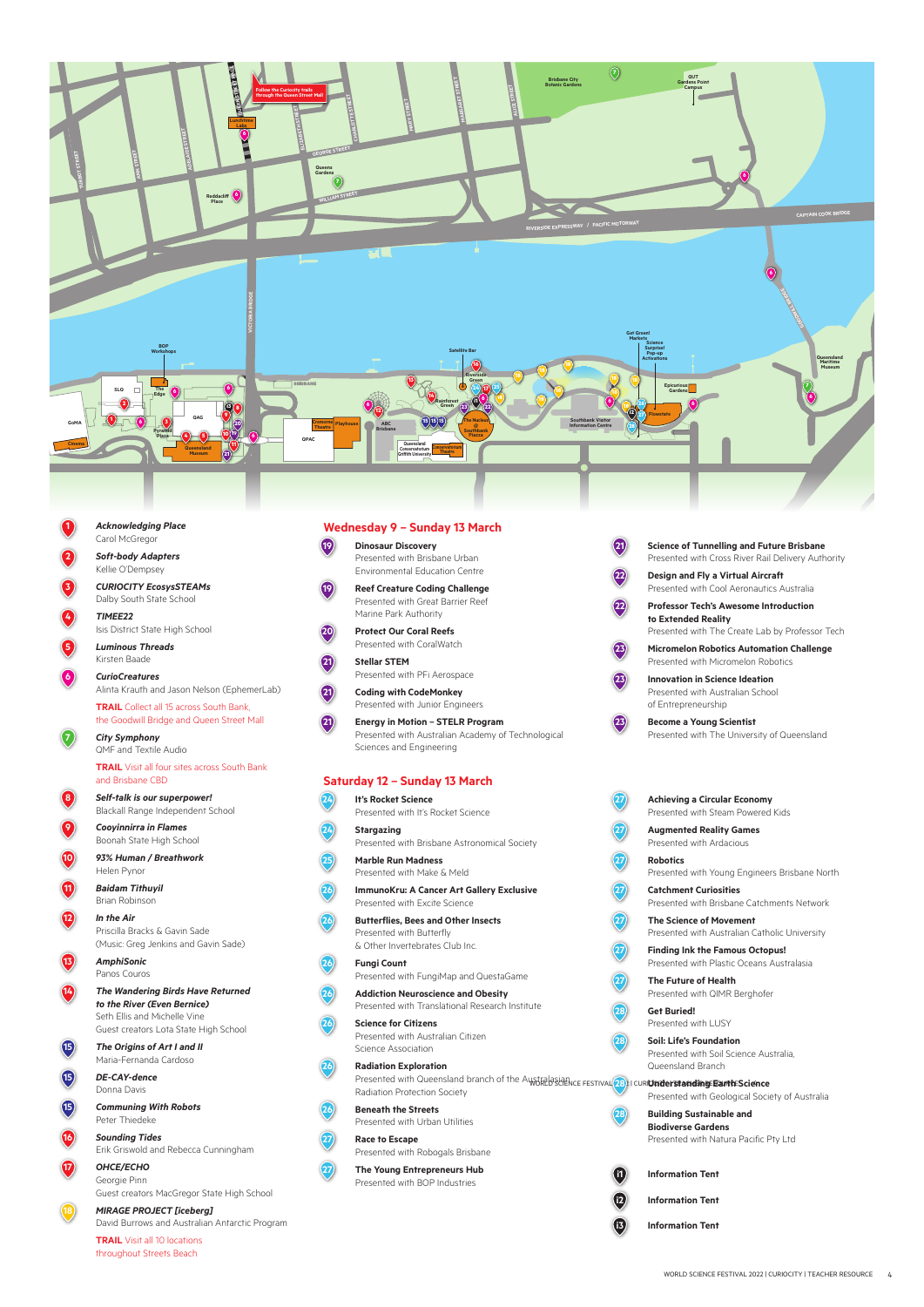1. ***Acknowledging Place***
   Carol McGregor
2. ***Soft-body Adapters***
   Kellie O'Dempsey
3. ***CURIOCITY EcosysSTEAMs***
   Dalby South State School
4. ***TIMEE22***
   Isis District State High School
5. ***Luminous Threads***
   Kirsten Baade
6. ***CurioCreatures***
   Alinta Krauth and Jason Nelson (EphemerLab)

   **TRAIL** Collect all 15 across South Bank, the Goodwill Bridge and Queen Street Mall
7. ***City Symphony***
   QMF and Textile Audio

   **TRAIL** Visit all four sites across South Bank and Brisbane CBD
8. ***Self-talk is our superpower!***
   Blackall Range Independent School
9. ***Cooyinnirra in Flames***
   Boonah State High School
10. ***93% Human / Breathwork***
    Helen Pynor
11. ***Baidam Tithuyil***
    Brian Robinson
12. ***In the Air***
    Priscilla Bracks & Gavin Sade
    (Music: Greg Jenkins and Gavin Sade)
13. ***AmphiSonic***
    Panos Couros
14. ***The Wandering Birds Have Returned to the River (Even Bernice)***
    Seth Ellis and Michelle Vine
    Guest creators Lota State High School
15. ***The Origins of Art I and II***
    Maria-Fernanda Cardoso
15. ***DE-CAY-dence***
    Donna Davis
15. ***Communing With Robots***
    Peter Thiedeke
16. ***Sounding Tides***
    Erik Griswold and Rebecca Cunningham
17. ***OHCE/ECHO***
    Georgie Pinn
    Guest creators MacGregor State High School
18. ***MIRAGE PROJECT [iceberg]***
    David Burrows and Australian Antarctic Program

    **TRAIL** Visit all 10 locations throughout Streets Beach

## Wednesday 9 – Sunday 13 March

19. **Dinosaur Discovery**
    Presented with Brisbane Urban Environmental Education Centre
19. **Reef Creature Coding Challenge**
    Presented with Great Barrier Reef Marine Park Authority
20. **Protect Our Coral Reefs**
    Presented with CoralWatch
21. **Stellar STEM**
    Presented with PFi Aerospace
21. **Coding with CodeMonkey**
    Presented with Junior Engineers
21. **Energy in Motion – STELR Program**
    Presented with Australian Academy of Technological Sciences and Engineering
21. **Science of Tunnelling and Future Brisbane**
    Presented with Cross River Rail Delivery Authority
22. **Design and Fly a Virtual Aircraft**
    Presented with Cool Aeronautics Australia
22. **Professor Tech's Awesome Introduction to Extended Reality**
    Presented with The Create Lab by Professor Tech
23. **Micromelon Robotics Automation Challenge**
    Presented with Micromelon Robotics
23. **Innovation in Science Ideation**
    Presented with Australian School of Entrepreneurship
23. **Become a Young Scientist**
    Presented with The University of Queensland

## Saturday 12 – Sunday 13 March

24. **It's Rocket Science**
    Presented with It's Rocket Science
24. **Stargazing**
    Presented with Brisbane Astronomical Society
25. **Marble Run Madness**
    Presented with Make & Meld
26. **ImmunoKru: A Cancer Art Gallery Exclusive**
    Presented with Excite Science
26. **Butterflies, Bees and Other Insects**
    Presented with Butterfly & Other Invertebrates Club Inc.
26. **Fungi Count**
    Presented with FungiMap and QuestaGame
26. **Addiction Neuroscience and Obesity**
    Presented with Translational Research Institute
26. **Science for Citizens**
    Presented with Australian Citizen Science Association
26. **Radiation Exploration**
    Presented with Queensland branch of the Australasian Radiation Protection Society
26. **Beneath the Streets**
    Presented with Urban Utilities
27. **Race to Escape**
    Presented with Robogals Brisbane
27. **The Young Entrepreneurs Hub**
    Presented with BOP Industries
27. **Achieving a Circular Economy**
    Presented with Steam Powered Kids
27. **Augmented Reality Games**
    Presented with Ardacious
27. **Robotics**
    Presented with Young Engineers Brisbane North
27. **Catchment Curiosities**
    Presented with Brisbane Catchments Network
27. **The Science of Movement**
    Presented with Australian Catholic University
27. **Finding Ink the Famous Octopus!**
    Presented with Plastic Oceans Australasia
27. **The Future of Health**
    Presented with QIMR Berghofer
28. **Get Buried!**
    Presented with LUSY
28. **Soil: Life's Foundation**
    Presented with Soil Science Australia, Queensland Branch
28. **Understanding Earth Science**
    Presented with Geological Society of Australia
28. **Building Sustainable and Biodiverse Gardens**
    Presented with Natura Pacific Pty Ltd

- i1 **Information Tent**
- i2 **Information Tent**
- i3 **Information Tent**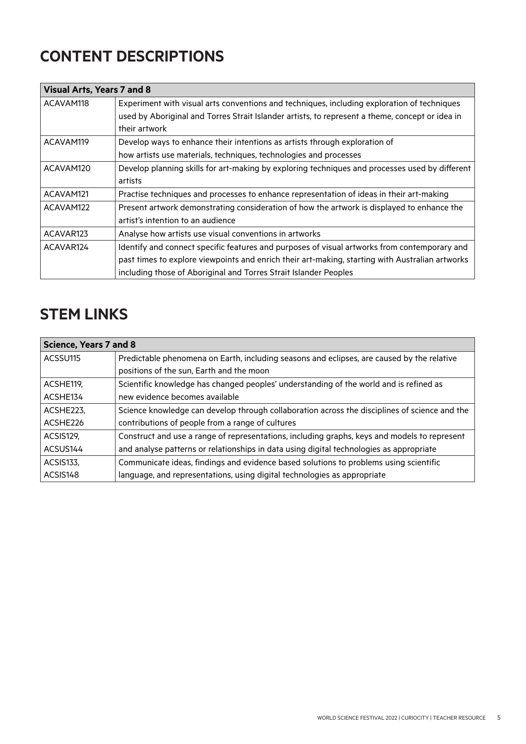# CONTENT DESCRIPTIONS

| Visual Arts, Years 7 and 8 | |
|---|---|
| ACAVAM118 | Experiment with visual arts conventions and techniques, including exploration of techniques used by Aboriginal and Torres Strait Islander artists, to represent a theme, concept or idea in their artwork |
| ACAVAM119 | Develop ways to enhance their intentions as artists through exploration of how artists use materials, techniques, technologies and processes |
| ACAVAM120 | Develop planning skills for art-making by exploring techniques and processes used by different artists |
| ACAVAM121 | Practise techniques and processes to enhance representation of ideas in their art-making |
| ACAVAM122 | Present artwork demonstrating consideration of how the artwork is displayed to enhance the artist's intention to an audience |
| ACAVAR123 | Analyse how artists use visual conventions in artworks |
| ACAVAR124 | Identify and connect specific features and purposes of visual artworks from contemporary and past times to explore viewpoints and enrich their art-making, starting with Australian artworks including those of Aboriginal and Torres Strait Islander Peoples |

# STEM LINKS

| Science, Years 7 and 8 | |
|---|---|
| ACSSU115 | Predictable phenomena on Earth, including seasons and eclipses, are caused by the relative positions of the sun, Earth and the moon |
| ACSHE119, ACSHE134 | Scientific knowledge has changed peoples' understanding of the world and is refined as new evidence becomes available |
| ACSHE223, ACSHE226 | Science knowledge can develop through collaboration across the disciplines of science and the contributions of people from a range of cultures |
| ACSIS129, ACSUS144 | Construct and use a range of representations, including graphs, keys and models to represent and analyse patterns or relationships in data using digital technologies as appropriate |
| ACSIS133, ACSIS148 | Communicate ideas, findings and evidence based solutions to problems using scientific language, and representations, using digital technologies as appropriate |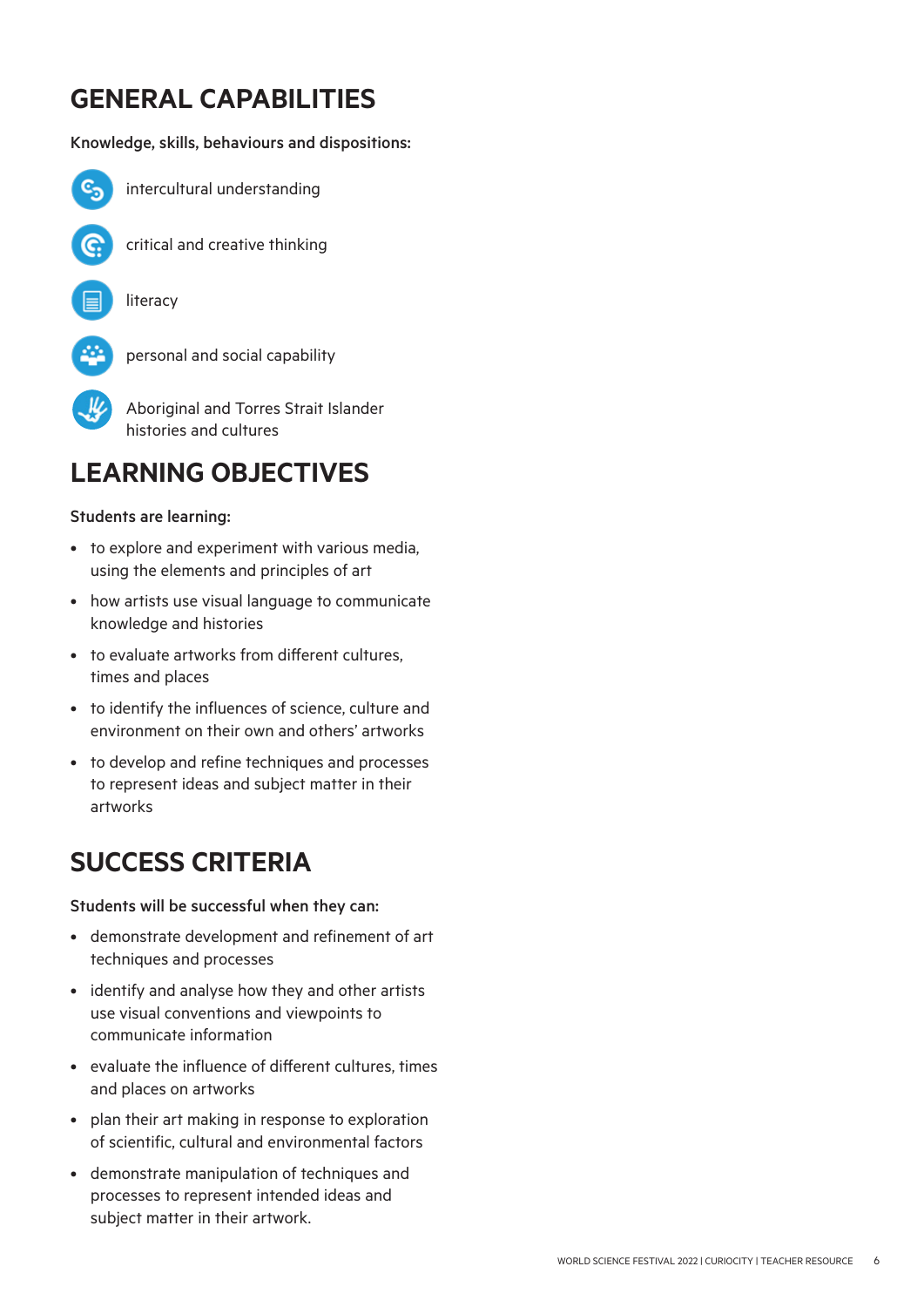## GENERAL CAPABILITIES

**Knowledge, skills, behaviours and dispositions:**

- intercultural understanding
- critical and creative thinking
- literacy
- personal and social capability
- Aboriginal and Torres Strait Islander histories and cultures

## LEARNING OBJECTIVES

**Students are learning:**

- to explore and experiment with various media, using the elements and principles of art
- how artists use visual language to communicate knowledge and histories
- to evaluate artworks from different cultures, times and places
- to identify the influences of science, culture and environment on their own and others' artworks
- to develop and refine techniques and processes to represent ideas and subject matter in their artworks

## SUCCESS CRITERIA

**Students will be successful when they can:**

- demonstrate development and refinement of art techniques and processes
- identify and analyse how they and other artists use visual conventions and viewpoints to communicate information
- evaluate the influence of different cultures, times and places on artworks
- plan their art making in response to exploration of scientific, cultural and environmental factors
- demonstrate manipulation of techniques and processes to represent intended ideas and subject matter in their artwork.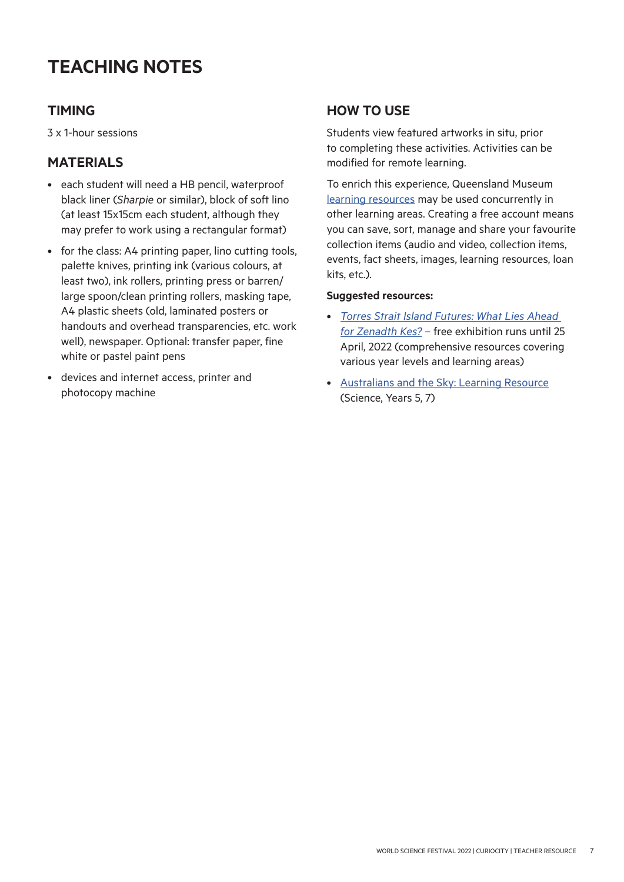# TEACHING NOTES

## TIMING

3 x 1-hour sessions

## MATERIALS

- each student will need a HB pencil, waterproof black liner (*Sharpie* or similar), block of soft lino (at least 15x15cm each student, although they may prefer to work using a rectangular format)
- for the class: A4 printing paper, lino cutting tools, palette knives, printing ink (various colours, at least two), ink rollers, printing press or barren/ large spoon/clean printing rollers, masking tape, A4 plastic sheets (old, laminated posters or handouts and overhead transparencies, etc. work well), newspaper. Optional: transfer paper, fine white or pastel paint pens
- devices and internet access, printer and photocopy machine

## HOW TO USE

Students view featured artworks in situ, prior to completing these activities. Activities can be modified for remote learning.

To enrich this experience, Queensland Museum learning resources may be used concurrently in other learning areas. Creating a free account means you can save, sort, manage and share your favourite collection items (audio and video, collection items, events, fact sheets, images, learning resources, loan kits, etc.).

**Suggested resources:**

- *Torres Strait Island Futures: What Lies Ahead for Zenadth Kes?* – free exhibition runs until 25 April, 2022 (comprehensive resources covering various year levels and learning areas)
- Australians and the Sky: Learning Resource (Science, Years 5, 7)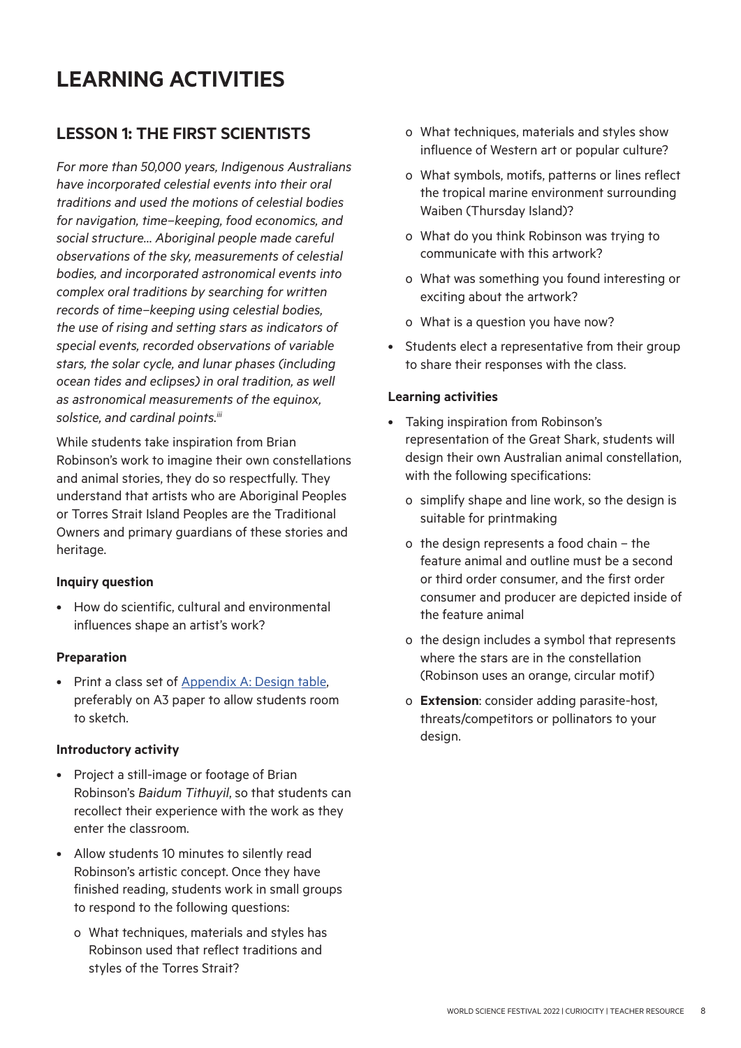# LEARNING ACTIVITIES

## LESSON 1: THE FIRST SCIENTISTS

*For more than 50,000 years, Indigenous Australians have incorporated celestial events into their oral traditions and used the motions of celestial bodies for navigation, time–keeping, food economics, and social structure... Aboriginal people made careful observations of the sky, measurements of celestial bodies, and incorporated astronomical events into complex oral traditions by searching for written records of time–keeping using celestial bodies, the use of rising and setting stars as indicators of special events, recorded observations of variable stars, the solar cycle, and lunar phases (including ocean tides and eclipses) in oral tradition, as well as astronomical measurements of the equinox, solstice, and cardinal points.*[iii]

While students take inspiration from Brian Robinson's work to imagine their own constellations and animal stories, they do so respectfully. They understand that artists who are Aboriginal Peoples or Torres Strait Island Peoples are the Traditional Owners and primary guardians of these stories and heritage.

**Inquiry question**

- How do scientific, cultural and environmental influences shape an artist's work?

**Preparation**

- Print a class set of Appendix A: Design table, preferably on A3 paper to allow students room to sketch.

**Introductory activity**

- Project a still-image or footage of Brian Robinson's *Baidum Tithuyil*, so that students can recollect their experience with the work as they enter the classroom.
- Allow students 10 minutes to silently read Robinson's artistic concept. Once they have finished reading, students work in small groups to respond to the following questions:
  - What techniques, materials and styles has Robinson used that reflect traditions and styles of the Torres Strait?
  - What techniques, materials and styles show influence of Western art or popular culture?
  - What symbols, motifs, patterns or lines reflect the tropical marine environment surrounding Waiben (Thursday Island)?
  - What do you think Robinson was trying to communicate with this artwork?
  - What was something you found interesting or exciting about the artwork?
  - What is a question you have now?
- Students elect a representative from their group to share their responses with the class.

**Learning activities**

- Taking inspiration from Robinson's representation of the Great Shark, students will design their own Australian animal constellation, with the following specifications:
  - simplify shape and line work, so the design is suitable for printmaking
  - the design represents a food chain – the feature animal and outline must be a second or third order consumer, and the first order consumer and producer are depicted inside of the feature animal
  - the design includes a symbol that represents where the stars are in the constellation (Robinson uses an orange, circular motif)
  - **Extension**: consider adding parasite-host, threats/competitors or pollinators to your design.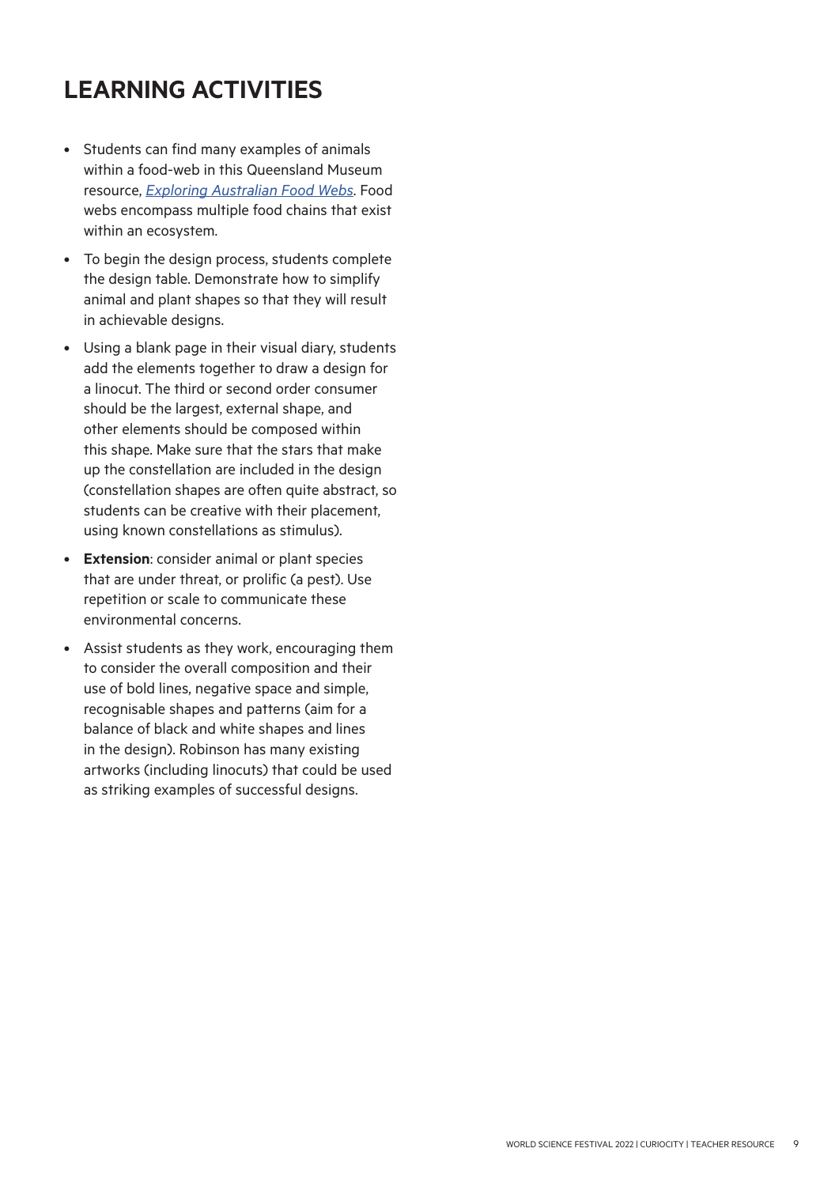# LEARNING ACTIVITIES

- Students can find many examples of animals within a food-web in this Queensland Museum resource, *Exploring Australian Food Webs*. Food webs encompass multiple food chains that exist within an ecosystem.
- To begin the design process, students complete the design table. Demonstrate how to simplify animal and plant shapes so that they will result in achievable designs.
- Using a blank page in their visual diary, students add the elements together to draw a design for a linocut. The third or second order consumer should be the largest, external shape, and other elements should be composed within this shape. Make sure that the stars that make up the constellation are included in the design (constellation shapes are often quite abstract, so students can be creative with their placement, using known constellations as stimulus).
- **Extension**: consider animal or plant species that are under threat, or prolific (a pest). Use repetition or scale to communicate these environmental concerns.
- Assist students as they work, encouraging them to consider the overall composition and their use of bold lines, negative space and simple, recognisable shapes and patterns (aim for a balance of black and white shapes and lines in the design). Robinson has many existing artworks (including linocuts) that could be used as striking examples of successful designs.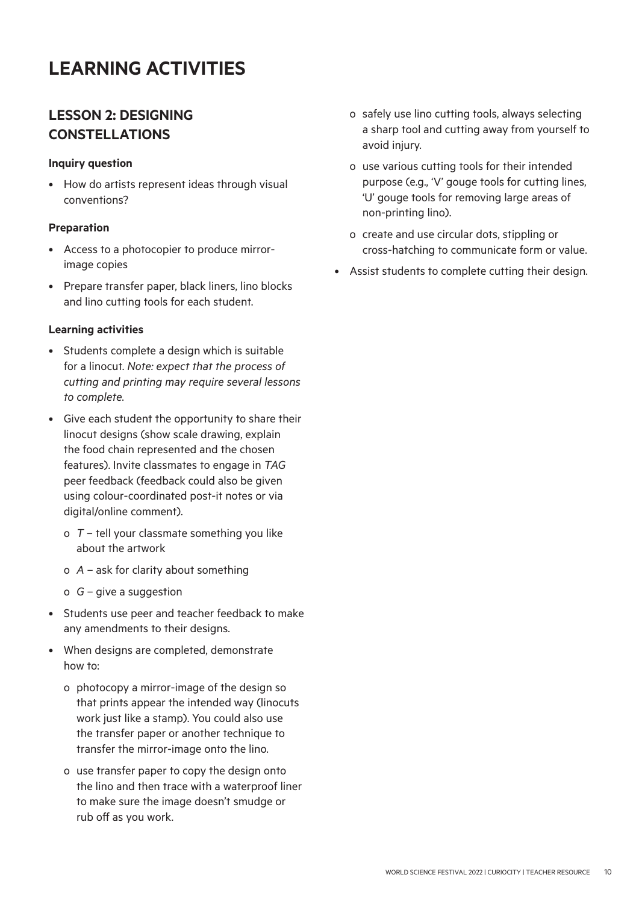# LEARNING ACTIVITIES

## LESSON 2: DESIGNING CONSTELLATIONS

**Inquiry question**

- How do artists represent ideas through visual conventions?

**Preparation**

- Access to a photocopier to produce mirror-image copies
- Prepare transfer paper, black liners, lino blocks and lino cutting tools for each student.

**Learning activities**

- Students complete a design which is suitable for a linocut. *Note: expect that the process of cutting and printing may require several lessons to complete.*
- Give each student the opportunity to share their linocut designs (show scale drawing, explain the food chain represented and the chosen features). Invite classmates to engage in *TAG* peer feedback (feedback could also be given using colour-coordinated post-it notes or via digital/online comment).
  - *T* – tell your classmate something you like about the artwork
  - *A* – ask for clarity about something
  - *G* – give a suggestion
- Students use peer and teacher feedback to make any amendments to their designs.
- When designs are completed, demonstrate how to:
  - photocopy a mirror-image of the design so that prints appear the intended way (linocuts work just like a stamp). You could also use the transfer paper or another technique to transfer the mirror-image onto the lino.
  - use transfer paper to copy the design onto the lino and then trace with a waterproof liner to make sure the image doesn't smudge or rub off as you work.
  - safely use lino cutting tools, always selecting a sharp tool and cutting away from yourself to avoid injury.
  - use various cutting tools for their intended purpose (e.g., 'V' gouge tools for cutting lines, 'U' gouge tools for removing large areas of non-printing lino).
  - create and use circular dots, stippling or cross-hatching to communicate form or value.
- Assist students to complete cutting their design.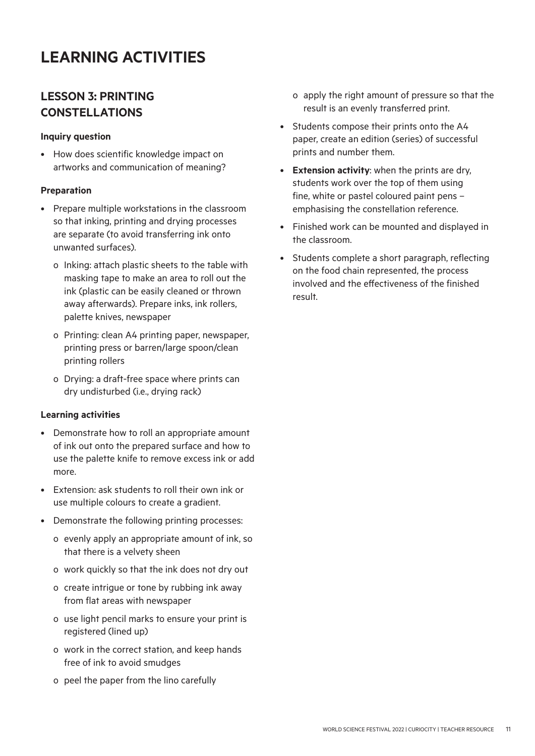# LEARNING ACTIVITIES

## LESSON 3: PRINTING CONSTELLATIONS

**Inquiry question**

- How does scientific knowledge impact on artworks and communication of meaning?

**Preparation**

- Prepare multiple workstations in the classroom so that inking, printing and drying processes are separate (to avoid transferring ink onto unwanted surfaces).
    - o Inking: attach plastic sheets to the table with masking tape to make an area to roll out the ink (plastic can be easily cleaned or thrown away afterwards). Prepare inks, ink rollers, palette knives, newspaper
    - o Printing: clean A4 printing paper, newspaper, printing press or barren/large spoon/clean printing rollers
    - o Drying: a draft-free space where prints can dry undisturbed (i.e., drying rack)

**Learning activities**

- Demonstrate how to roll an appropriate amount of ink out onto the prepared surface and how to use the palette knife to remove excess ink or add more.
- Extension: ask students to roll their own ink or use multiple colours to create a gradient.
- Demonstrate the following printing processes:
    - o evenly apply an appropriate amount of ink, so that there is a velvety sheen
    - o work quickly so that the ink does not dry out
    - o create intrigue or tone by rubbing ink away from flat areas with newspaper
    - o use light pencil marks to ensure your print is registered (lined up)
    - o work in the correct station, and keep hands free of ink to avoid smudges
    - o peel the paper from the lino carefully
    - o apply the right amount of pressure so that the result is an evenly transferred print.
- Students compose their prints onto the A4 paper, create an edition (series) of successful prints and number them.
- **Extension activity**: when the prints are dry, students work over the top of them using fine, white or pastel coloured paint pens – emphasising the constellation reference.
- Finished work can be mounted and displayed in the classroom.
- Students complete a short paragraph, reflecting on the food chain represented, the process involved and the effectiveness of the finished result.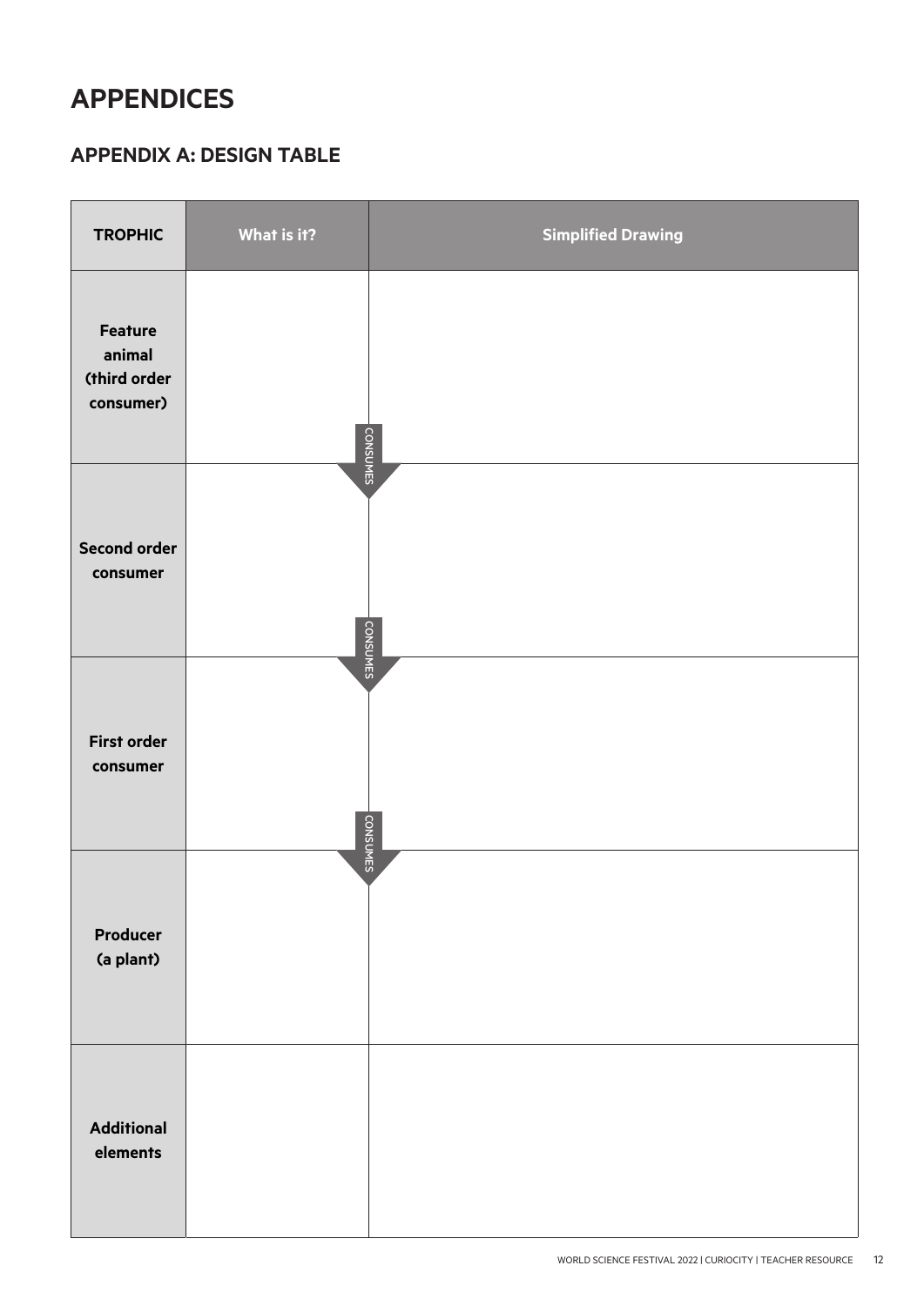# APPENDICES

## APPENDIX A: DESIGN TABLE

| TROPHIC | What is it? | Simplified Drawing |
|---|---|---|
| **Feature animal (third order consumer)** | | |
| **Second order consumer** | | |
| **First order consumer** | | |
| **Producer (a plant)** | | |
| **Additional elements** | | |

CONSUMES

CONSUMES

CONSUMES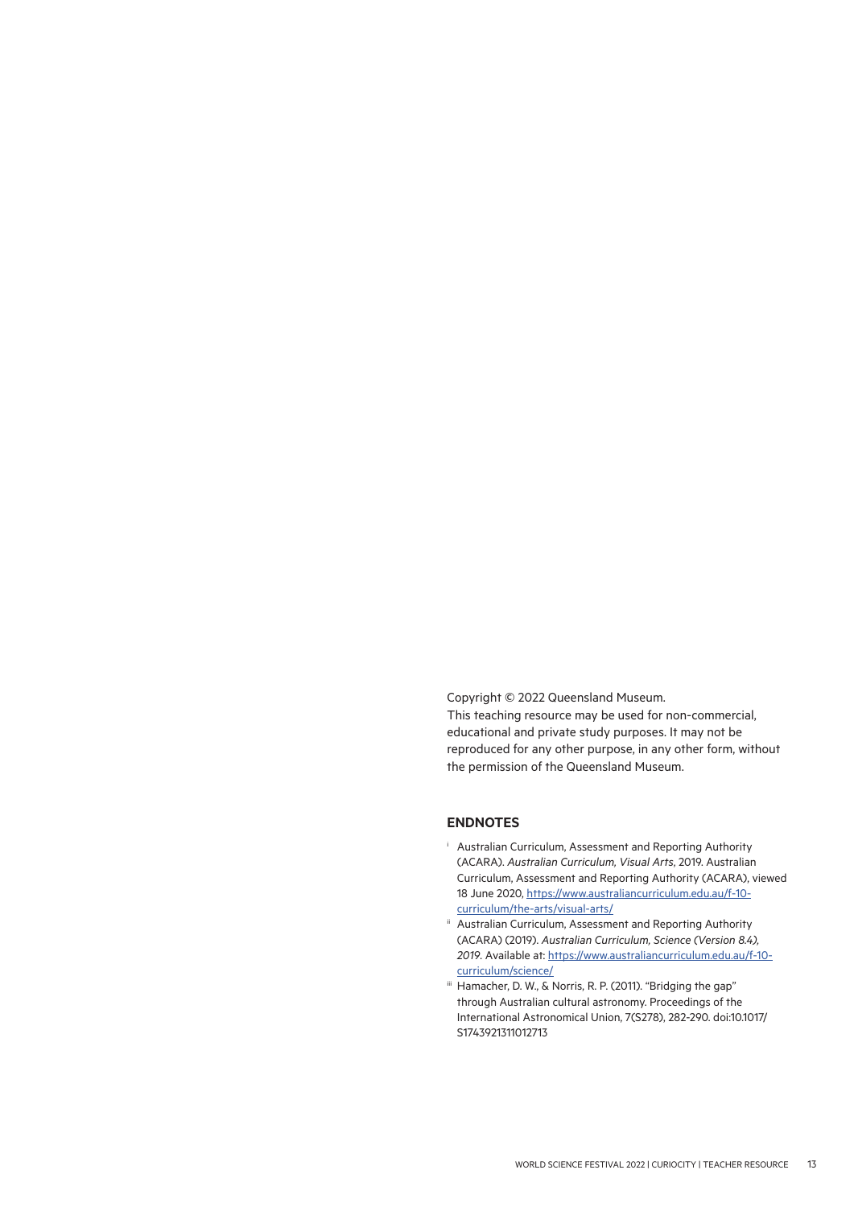Copyright © 2022 Queensland Museum.
This teaching resource may be used for non-commercial, educational and private study purposes. It may not be reproduced for any other purpose, in any other form, without the permission of the Queensland Museum.

## ENDNOTES

[i] Australian Curriculum, Assessment and Reporting Authority (ACARA). *Australian Curriculum, Visual Arts*, 2019. Australian Curriculum, Assessment and Reporting Authority (ACARA), viewed 18 June 2020, https://www.australiancurriculum.edu.au/f-10-curriculum/the-arts/visual-arts/

[ii] Australian Curriculum, Assessment and Reporting Authority (ACARA) (2019). *Australian Curriculum, Science (Version 8.4), 2019*. Available at: https://www.australiancurriculum.edu.au/f-10-curriculum/science/

[iii] Hamacher, D. W., & Norris, R. P. (2011). "Bridging the gap" through Australian cultural astronomy. Proceedings of the International Astronomical Union, 7(S278), 282-290. doi:10.1017/S1743921311012713